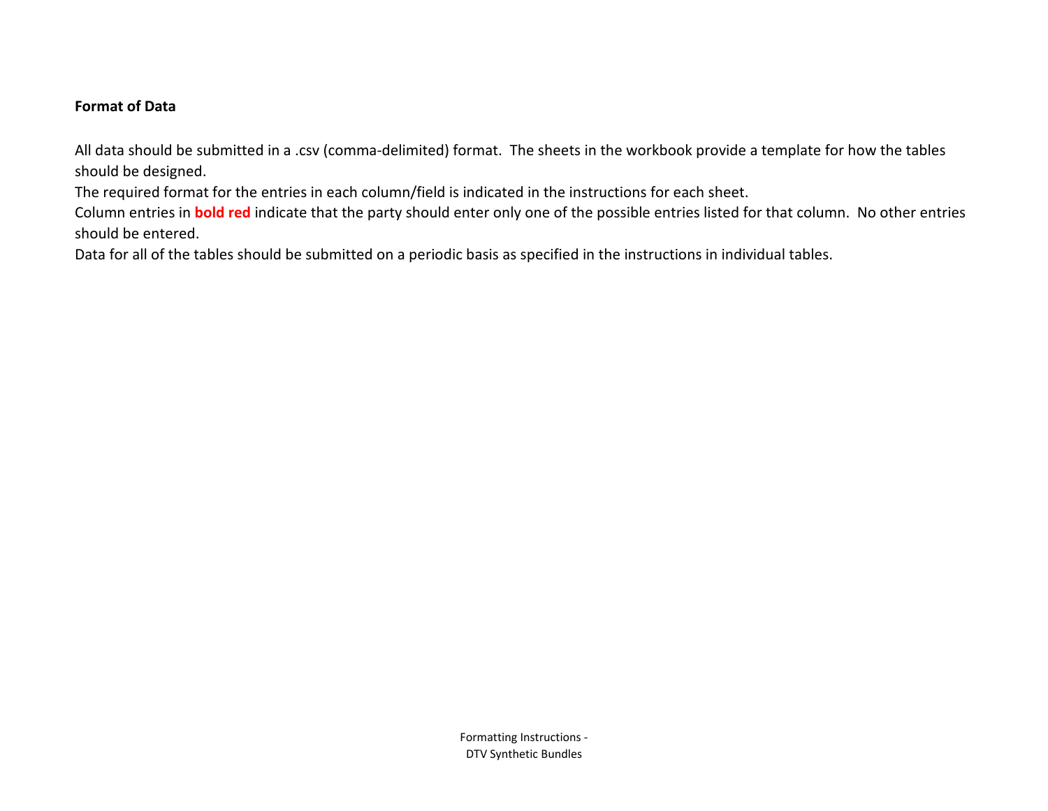**Format of Data**

All data should be submitted in a .csv (comma-delimited) format.  The sheets in the workbook provide a template for how the tables should be designed.

The required format for the entries in each column/field is indicated in the instructions for each sheet.

Column entries in **bold red** indicate that the party should enter only one of the possible entries listed for that column.  No other entries should be entered.

Data for all of the tables should be submitted on a periodic basis as specified in the instructions in individual tables.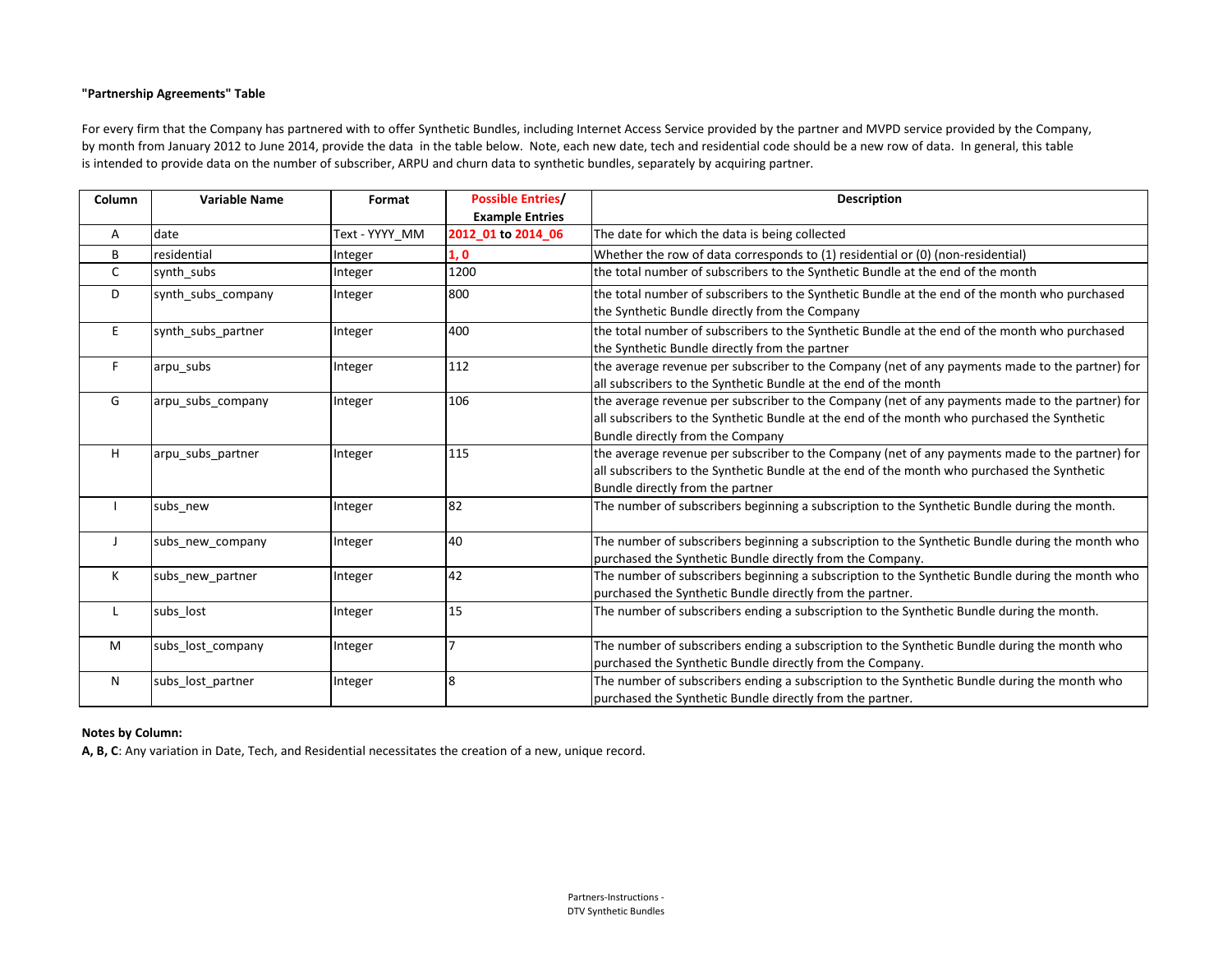**"Partnership Agreements" Table**

For every firm that the Company has partnered with to offer Synthetic Bundles, including Internet Access Service provided by the partner and MVPD service provided by the Company, by month from January 2012 to June 2014, provide the data in the table below. Note, each new date, tech and residential code should be a new row of data. In general, this table is intended to provide data on the number of subscriber, ARPU and churn data to synthetic bundles, separately by acquiring partner.

| Column | Variable Name | Format | Possible Entries/ Example Entries | Description |
|---|---|---|---|---|
| A | date | Text - YYYY_MM | 2012_01 to 2014_06 | The date for which the data is being collected |
| B | residential | Integer | 1, 0 | Whether the row of data corresponds to (1) residential or (0) (non-residential) |
| C | synth_subs | Integer | 1200 | the total number of subscribers to the Synthetic Bundle at the end of the month |
| D | synth_subs_company | Integer | 800 | the total number of subscribers to the Synthetic Bundle at the end of the month who purchased the Synthetic Bundle directly from the Company |
| E | synth_subs_partner | Integer | 400 | the total number of subscribers to the Synthetic Bundle at the end of the month who purchased the Synthetic Bundle directly from the partner |
| F | arpu_subs | Integer | 112 | the average revenue per subscriber to the Company (net of any payments made to the partner) for all subscribers to the Synthetic Bundle at the end of the month |
| G | arpu_subs_company | Integer | 106 | the average revenue per subscriber to the Company (net of any payments made to the partner) for all subscribers to the Synthetic Bundle at the end of the month who purchased the Synthetic Bundle directly from the Company |
| H | arpu_subs_partner | Integer | 115 | the average revenue per subscriber to the Company (net of any payments made to the partner) for all subscribers to the Synthetic Bundle at the end of the month who purchased the Synthetic Bundle directly from the partner |
| I | subs_new | Integer | 82 | The number of subscribers beginning a subscription to the Synthetic Bundle during the month. |
| J | subs_new_company | Integer | 40 | The number of subscribers beginning a subscription to the Synthetic Bundle during the month who purchased the Synthetic Bundle directly from the Company. |
| K | subs_new_partner | Integer | 42 | The number of subscribers beginning a subscription to the Synthetic Bundle during the month who purchased the Synthetic Bundle directly from the partner. |
| L | subs_lost | Integer | 15 | The number of subscribers ending a subscription to the Synthetic Bundle during the month. |
| M | subs_lost_company | Integer | 7 | The number of subscribers ending a subscription to the Synthetic Bundle during the month who purchased the Synthetic Bundle directly from the Company. |
| N | subs_lost_partner | Integer | 8 | The number of subscribers ending a subscription to the Synthetic Bundle during the month who purchased the Synthetic Bundle directly from the partner. |

**Notes by Column:**

**A, B, C**: Any variation in Date, Tech, and Residential necessitates the creation of a new, unique record.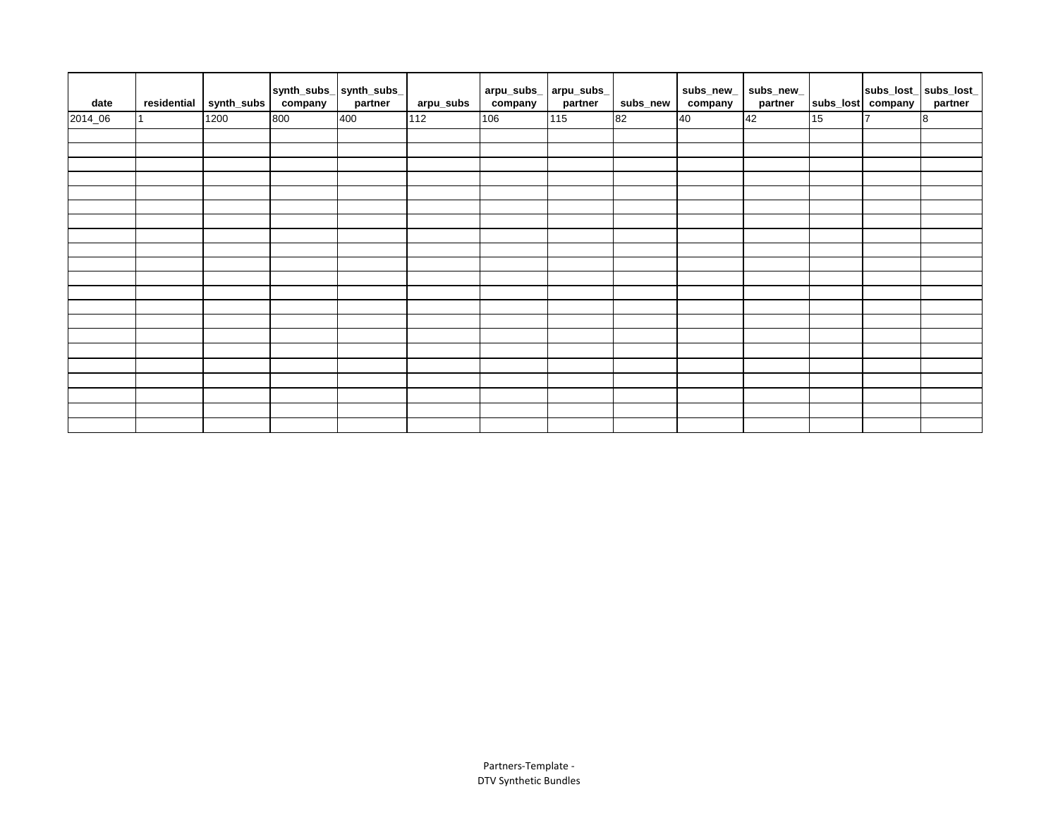| date | residential | synth_subs | synth_subs_company | synth_subs_partner | arpu_subs | arpu_subs_company | arpu_subs_partner | subs_new | subs_new_company | subs_new_partner | subs_lost | subs_lost_company | subs_lost_partner |
|---|---|---|---|---|---|---|---|---|---|---|---|---|---|
| 2014_06 | 1 | 1200 | 800 | 400 | 112 | 106 | 115 | 82 | 40 | 42 | 15 | 7 | 8 |
| | | | | | | | | | | | | | |
| | | | | | | | | | | | | | |
| | | | | | | | | | | | | | |
| | | | | | | | | | | | | | |
| | | | | | | | | | | | | | |
| | | | | | | | | | | | | | |
| | | | | | | | | | | | | | |
| | | | | | | | | | | | | | |
| | | | | | | | | | | | | | |
| | | | | | | | | | | | | | |
| | | | | | | | | | | | | | |
| | | | | | | | | | | | | | |
| | | | | | | | | | | | | | |
| | | | | | | | | | | | | | |
| | | | | | | | | | | | | | |
| | | | | | | | | | | | | | |
| | | | | | | | | | | | | | |
| | | | | | | | | | | | | | |
| | | | | | | | | | | | | | |
| | | | | | | | | | | | | | |
| | | | | | | | | | | | | | |

Partners-Template -
DTV Synthetic Bundles